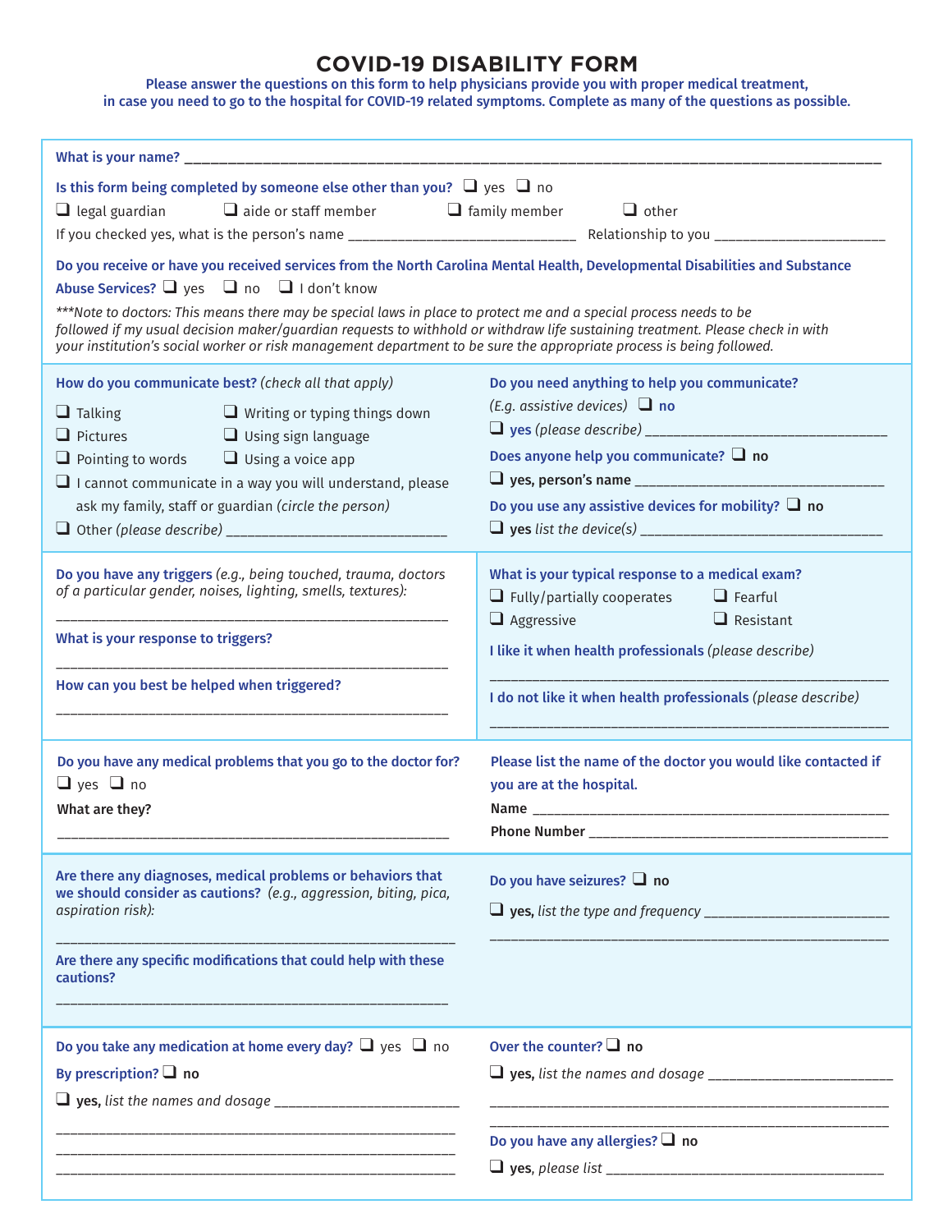# COVID-19 DISABILITY FORM

**Please answer the questions on this form to help physicians provide you with proper medical treatment, in case you need to go to the hospital for COVID-19 related symptoms. Complete as many of the questions as possible.**

**What is your name?** ____________________________________________

**Is this form being completed by someone else other than you?** ❑ yes ❑ no

❑ legal guardian ❑ aide or staff member ❑ family member ❑ other

If you checked yes, what is the person's name ______________________ Relationship to you ________________

**Do you receive or have you received services from the North Carolina Mental Health, Developmental Disabilities and Substance Abuse Services?** ❑ yes ❑ no ❑ I don't know

****Note to doctors: This means there may be special laws in place to protect me and a special process needs to be followed if my usual decision maker/guardian requests to withhold or withdraw life sustaining treatment. Please check in with your institution's social worker or risk management department to be sure the appropriate process is being followed.*

**How do you communicate best?** *(check all that apply)*

- ❑ Talking
- ❑ Writing or typing things down
- ❑ Pictures
- ❑ Using sign language
- ❑ Pointing to words
- ❑ Using a voice app
- ❑ I cannot communicate in a way you will understand, please ask my family, staff or guardian *(circle the person)*
- ❑ Other *(please describe)* ______________________

**Do you need anything to help you communicate?** *(E.g. assistive devices)* ❑ **no**

❑ **yes** *(please describe)* ______________________

**Does anyone help you communicate?** ❑ **no**

❑ **yes, person's name** ______________________

**Do you use any assistive devices for mobility?** ❑ **no**

❑ **yes** *list the device(s)* ______________________

**Do you have any triggers** *(e.g., being touched, trauma, doctors of a particular gender, noises, lighting, smells, textures):*

______________________

**What is your response to triggers?**

______________________

**How can you best be helped when triggered?**

______________________

**What is your typical response to a medical exam?**

- ❑ Fully/partially cooperates
- ❑ Fearful
- ❑ Aggressive
- ❑ Resistant

**I like it when health professionals** *(please describe)*

______________________

**I do not like it when health professionals** *(please describe)*

______________________

**Do you have any medical problems that you go to the doctor for?**

❑ yes ❑ no

**What are they?**

______________________

**Please list the name of the doctor you would like contacted if you are at the hospital.**

**Name** ______________________

**Phone Number** ______________________

**Are there any diagnoses, medical problems or behaviors that we should consider as cautions?** *(e.g., aggression, biting, pica, aspiration risk):*

______________________

**Are there any specific modifications that could help with these cautions?**

______________________

**Do you have seizures?** ❑ **no**

❑ **yes,** *list the type and frequency* ______________________

______________________

**Do you take any medication at home every day?** ❑ yes ❑ no

**By prescription?** ❑ **no**

❑ **yes,** *list the names and dosage* ______________________

______________________

______________________

______________________

**Over the counter?** ❑ **no**

❑ **yes,** *list the names and dosage* ______________________

______________________

______________________

**Do you have any allergies?** ❑ **no**

❑ **yes,** *please list* ______________________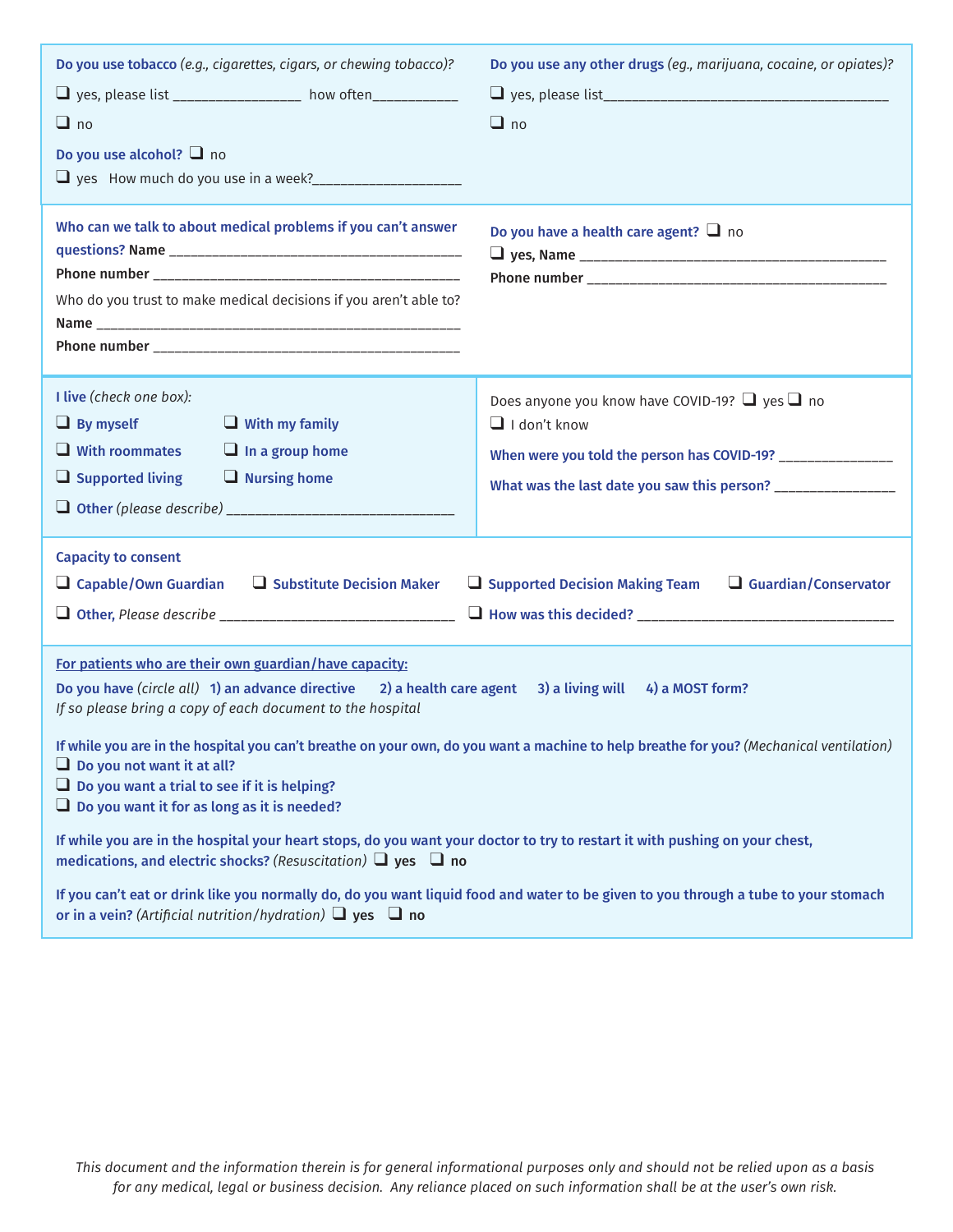**Do you use tobacco** *(e.g., cigarettes, cigars, or chewing tobacco)?*

❑ yes, please list _________________ how often____________

❑ no

**Do you use alcohol?** ❑ no

❑ yes How much do you use in a week?____________________

**Do you use any other drugs** *(eg., marijuana, cocaine, or opiates)?*

❑ yes, please list_________________________________________

❑ no

**Who can we talk to about medical problems if you can't answer questions?** **Name** __________________________________________

**Phone number** __________________________________________

Who do you trust to make medical decisions if you aren't able to?

**Name** __________________________________________________

**Phone number** __________________________________________

**Do you have a health care agent?** ❑ no

❑ **yes, Name** __________________________________________

**Phone number** __________________________________________

**I live** *(check one box)*:

❑ **By myself** ❑ **With my family**

❑ **With roommates** ❑ **In a group home**

❑ **Supported living** ❑ **Nursing home**

❑ **Other** *(please describe)* _______________________________

Does anyone you know have COVID-19? ❑ yes ❑ no

❑ I don't know

**When were you told the person has COVID-19?** _______________

**What was the last date you saw this person?** ________________

**Capacity to consent**

❑ **Capable/Own Guardian** ❑ **Substitute Decision Maker** ❑ **Supported Decision Making Team** ❑ **Guardian/Conservator**

❑ **Other,** *Please describe* ________________________________ ❑ **How was this decided?** ___________________________________

**For patients who are their own guardian/have capacity:**

**Do you have** *(circle all)* **1) an advance directive 2) a health care agent 3) a living will 4) a MOST form?**

*If so please bring a copy of each document to the hospital*

**If while you are in the hospital you can't breathe on your own, do you want a machine to help breathe for you?** *(Mechanical ventilation)*

❑ **Do you not want it at all?**

❑ **Do you want a trial to see if it is helping?**

❑ **Do you want it for as long as it is needed?**

**If while you are in the hospital your heart stops, do you want your doctor to try to restart it with pushing on your chest, medications, and electric shocks?** *(Resuscitation)* ❑ **yes** ❑ **no**

**If you can't eat or drink like you normally do, do you want liquid food and water to be given to you through a tube to your stomach or in a vein?** *(Artificial nutrition/hydration)* ❑ **yes** ❑ **no**

*This document and the information therein is for general informational purposes only and should not be relied upon as a basis for any medical, legal or business decision. Any reliance placed on such information shall be at the user's own risk.*